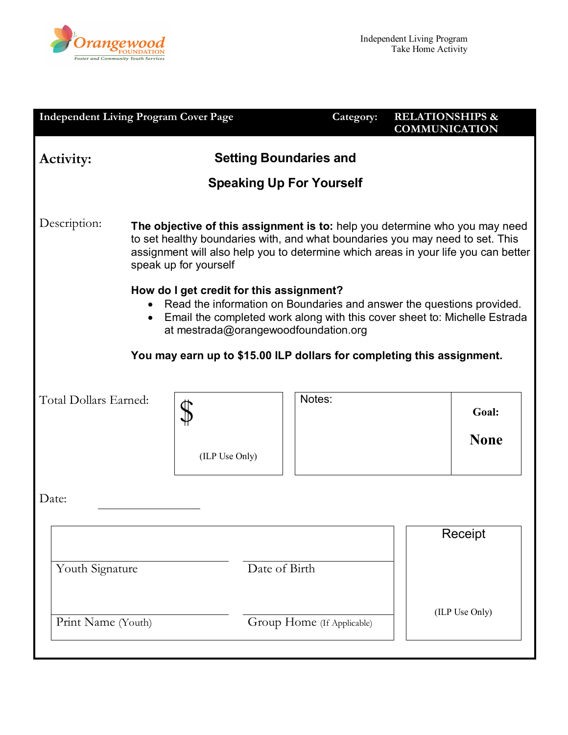Orangewood FOUNDATION
Foster and Community Youth Services

Independent Living Program
Take Home Activity

| Independent Living Program Cover Page | Category: | RELATIONSHIPS & COMMUNICATION |
|---|---|---|

**Activity:** **Setting Boundaries and Speaking Up For Yourself**

Description:

**The objective of this assignment is to:** help you determine who you may need to set healthy boundaries with, and what boundaries you may need to set. This assignment will also help you to determine which areas in your life you can better speak up for yourself

**How do I get credit for this assignment?**

- Read the information on Boundaries and answer the questions provided.
- Email the completed work along with this cover sheet to: Michelle Estrada at mestrada@orangewoodfoundation.org

**You may earn up to $15.00 ILP dollars for completing this assignment.**

| Total Dollars Earned: | $ (ILP Use Only) | Notes: | **Goal:** **None** |
|---|---|---|---|

Date: ____________

| | | |
|---|---|---|
| Youth Signature | Date of Birth | Receipt |
| Print Name (Youth) | Group Home (If Applicable) | (ILP Use Only) |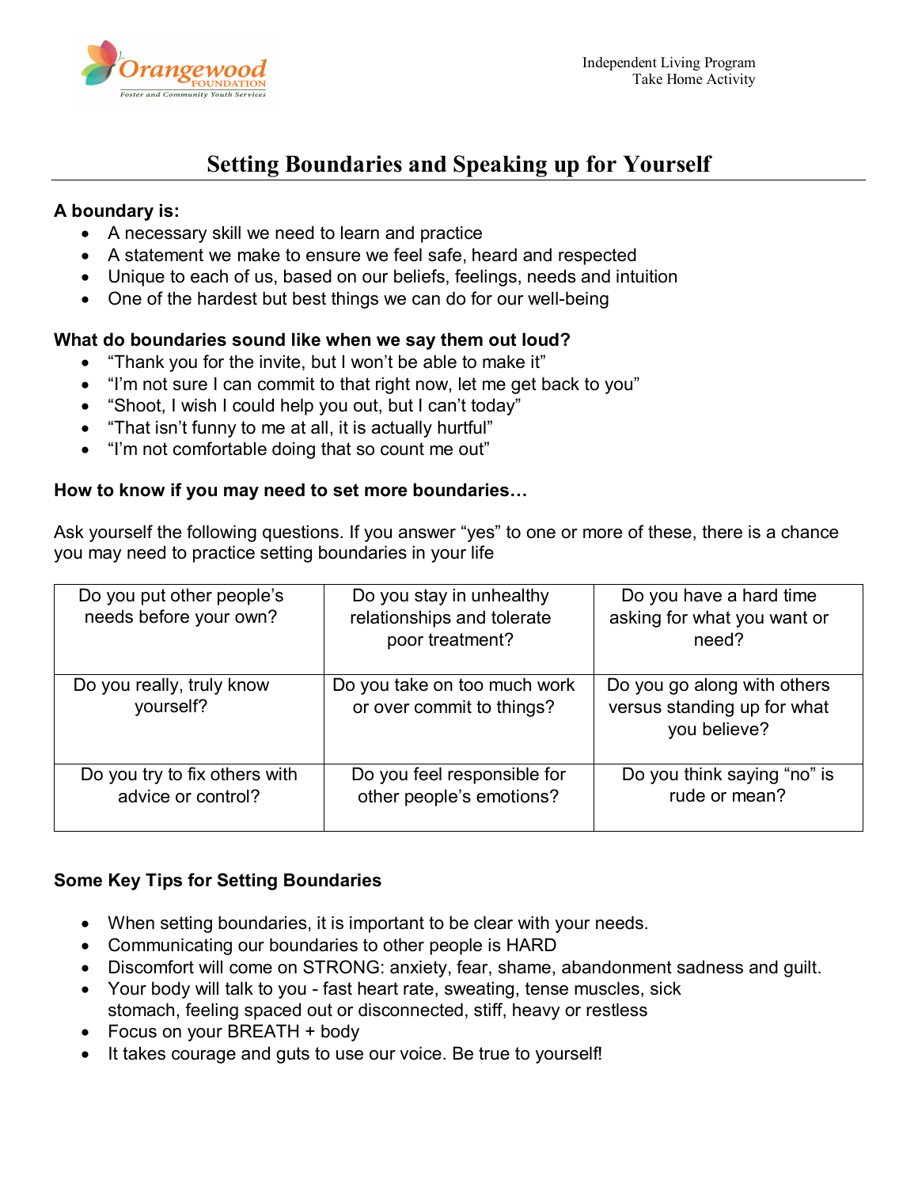# Setting Boundaries and Speaking up for Yourself

**A boundary is:**

- A necessary skill we need to learn and practice
- A statement we make to ensure we feel safe, heard and respected
- Unique to each of us, based on our beliefs, feelings, needs and intuition
- One of the hardest but best things we can do for our well-being

**What do boundaries sound like when we say them out loud?**

- "Thank you for the invite, but I won't be able to make it"
- "I'm not sure I can commit to that right now, let me get back to you"
- "Shoot, I wish I could help you out, but I can't today"
- "That isn't funny to me at all, it is actually hurtful"
- "I'm not comfortable doing that so count me out"

**How to know if you may need to set more boundaries…**

Ask yourself the following questions. If you answer "yes" to one or more of these, there is a chance you may need to practice setting boundaries in your life

| | | |
|---|---|---|
| Do you put other people's needs before your own? | Do you stay in unhealthy relationships and tolerate poor treatment? | Do you have a hard time asking for what you want or need? |
| Do you really, truly know yourself? | Do you take on too much work or over commit to things? | Do you go along with others versus standing up for what you believe? |
| Do you try to fix others with advice or control? | Do you feel responsible for other people's emotions? | Do you think saying "no" is rude or mean? |

**Some Key Tips for Setting Boundaries**

- When setting boundaries, it is important to be clear with your needs.
- Communicating our boundaries to other people is HARD
- Discomfort will come on STRONG: anxiety, fear, shame, abandonment sadness and guilt.
- Your body will talk to you - fast heart rate, sweating, tense muscles, sick stomach, feeling spaced out or disconnected, stiff, heavy or restless
- Focus on your BREATH + body
- It takes courage and guts to use our voice. Be true to yourself!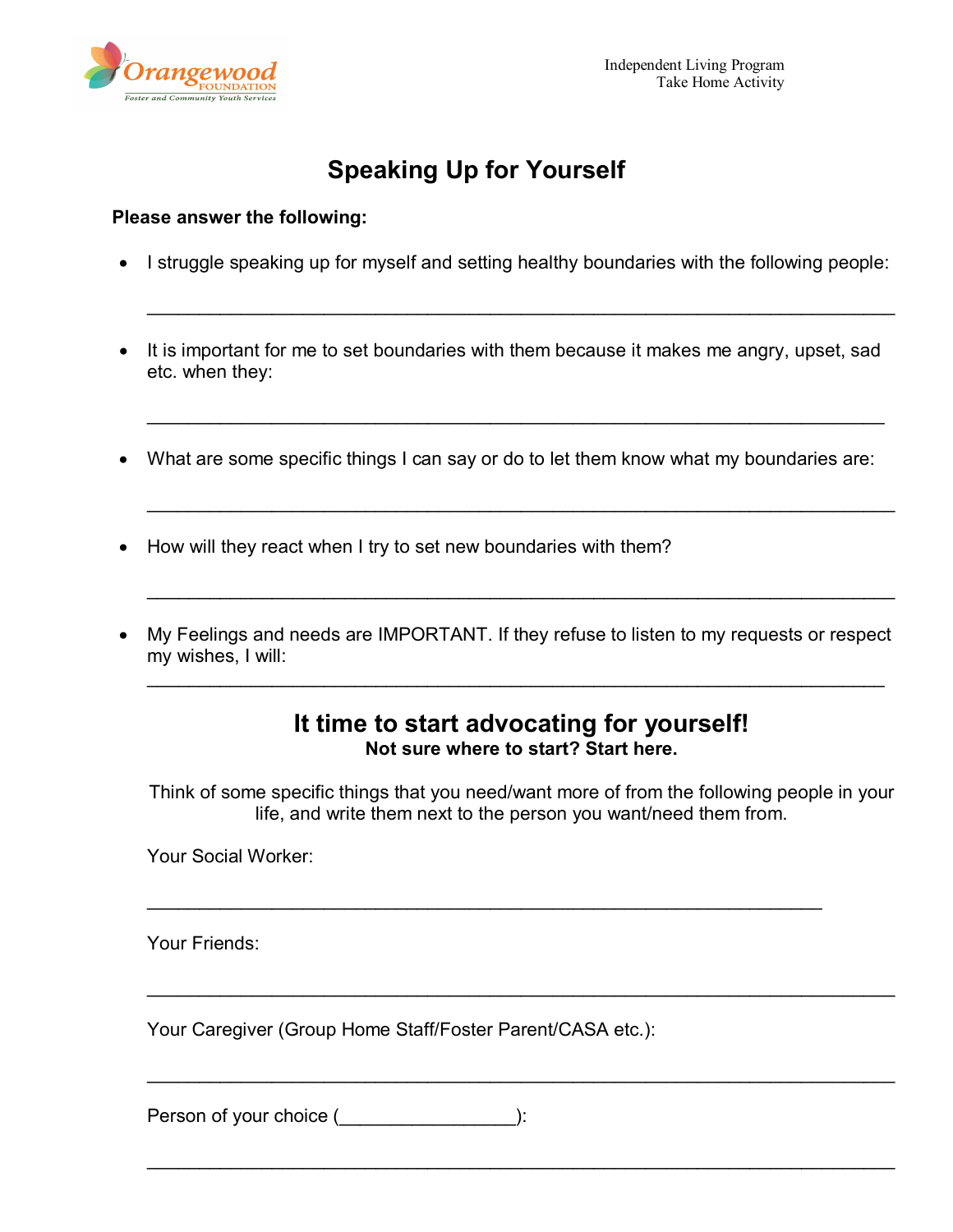# Speaking Up for Yourself

**Please answer the following:**

- I struggle speaking up for myself and setting healthy boundaries with the following people:

  ___________________________________________________________________

- It is important for me to set boundaries with them because it makes me angry, upset, sad etc. when they:

  ___________________________________________________________________

- What are some specific things I can say or do to let them know what my boundaries are:

  ___________________________________________________________________

- How will they react when I try to set new boundaries with them?

  ___________________________________________________________________

- My Feelings and needs are IMPORTANT. If they refuse to listen to my requests or respect my wishes, I will:

  ___________________________________________________________________

## It time to start advocating for yourself!

**Not sure where to start? Start here.**

Think of some specific things that you need/want more of from the following people in your life, and write them next to the person you want/need them from.

Your Social Worker:

______________________________________________________________

Your Friends:

___________________________________________________________________

Your Caregiver (Group Home Staff/Foster Parent/CASA etc.):

___________________________________________________________________

Person of your choice (________________):

___________________________________________________________________